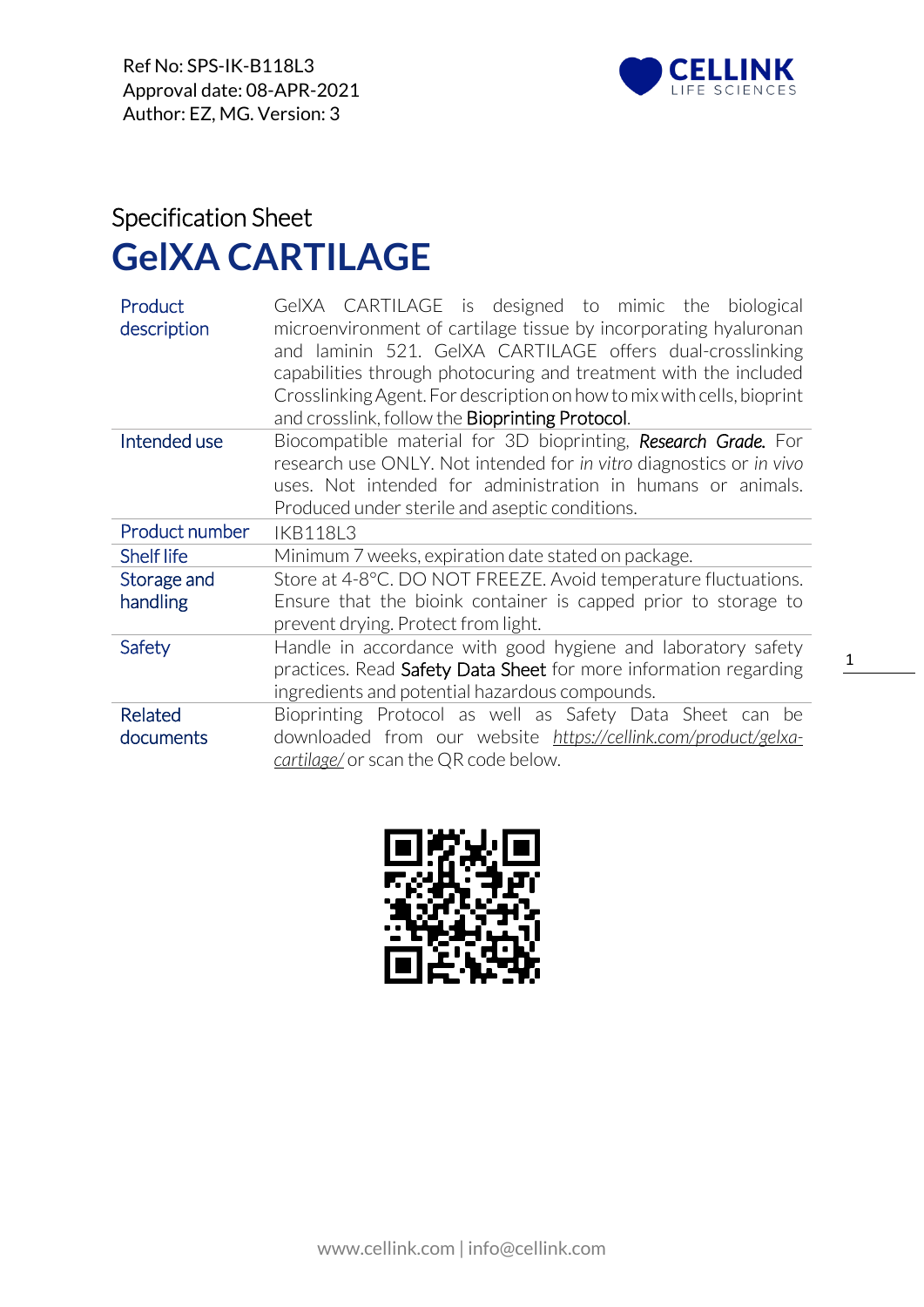Ref No: SPS-IK-B118L3
Approval date: 08-APR-2021
Author: EZ, MG. Version: 3

Specification Sheet

# GelXA CARTILAGE

| | |
|---|---|
| Product description | GelXA CARTILAGE is designed to mimic the biological microenvironment of cartilage tissue by incorporating hyaluronan and laminin 521. GelXA CARTILAGE offers dual-crosslinking capabilities through photocuring and treatment with the included Crosslinking Agent. For description on how to mix with cells, bioprint and crosslink, follow the Bioprinting Protocol. |
| Intended use | Biocompatible material for 3D bioprinting, ***Research Grade.*** For research use ONLY. Not intended for *in vitro* diagnostics or *in vivo* uses. Not intended for administration in humans or animals. Produced under sterile and aseptic conditions. |
| Product number | IKB118L3 |
| Shelf life | Minimum 7 weeks, expiration date stated on package. |
| Storage and handling | Store at 4-8°C. DO NOT FREEZE. Avoid temperature fluctuations. Ensure that the bioink container is capped prior to storage to prevent drying. Protect from light. |
| Safety | Handle in accordance with good hygiene and laboratory safety practices. Read Safety Data Sheet for more information regarding ingredients and potential hazardous compounds. |
| Related documents | Bioprinting Protocol as well as Safety Data Sheet can be downloaded from our website *https://cellink.com/product/gelxa-cartilage/* or scan the QR code below. |

www.cellink.com | info@cellink.com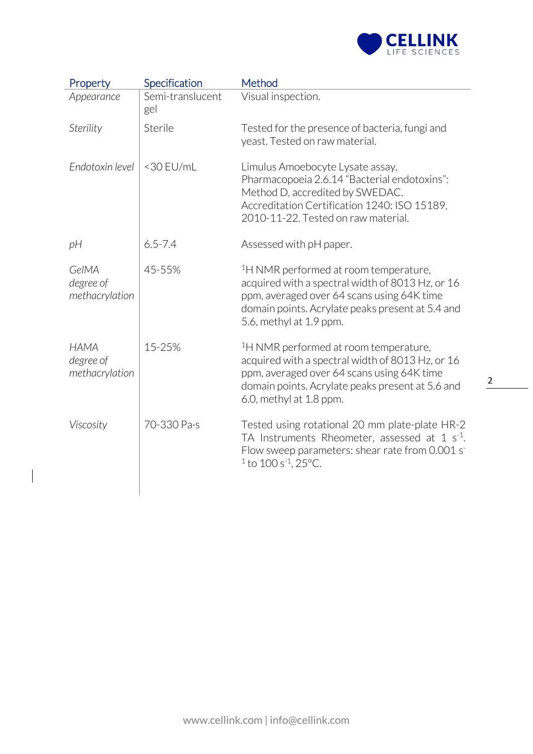| Property | Specification | Method |
|---|---|---|
| *Appearance* | Semi-translucent gel | Visual inspection. |
| *Sterility* | Sterile | Tested for the presence of bacteria, fungi and yeast. Tested on raw material. |
| *Endotoxin level* | <30 EU/mL | Limulus Amoebocyte Lysate assay, Pharmacopoeia 2.6.14 "Bacterial endotoxins": Method D, accredited by SWEDAC. Accreditation Certification 1240: ISO 15189, 2010-11-22. Tested on raw material. |
| *pH* | 6.5-7.4 | Assessed with pH paper. |
| *GelMA degree of methacrylation* | 45-55% | $^{1}$H NMR performed at room temperature, acquired with a spectral width of 8013 Hz, or 16 ppm, averaged over 64 scans using 64K time domain points. Acrylate peaks present at 5.4 and 5.6, methyl at 1.9 ppm. |
| *HAMA degree of methacrylation* | 15-25% | $^{1}$H NMR performed at room temperature, acquired with a spectral width of 8013 Hz, or 16 ppm, averaged over 64 scans using 64K time domain points. Acrylate peaks present at 5.6 and 6.0, methyl at 1.8 ppm. |
| *Viscosity* | 70-330 Pa·s | Tested using rotational 20 mm plate-plate HR-2 TA Instruments Rheometer, assessed at 1 $s^{-1}$. Flow sweep parameters: shear rate from 0.001 $s^{-1}$ to 100 $s^{-1}$, 25°C. |

www.cellink.com | info@cellink.com